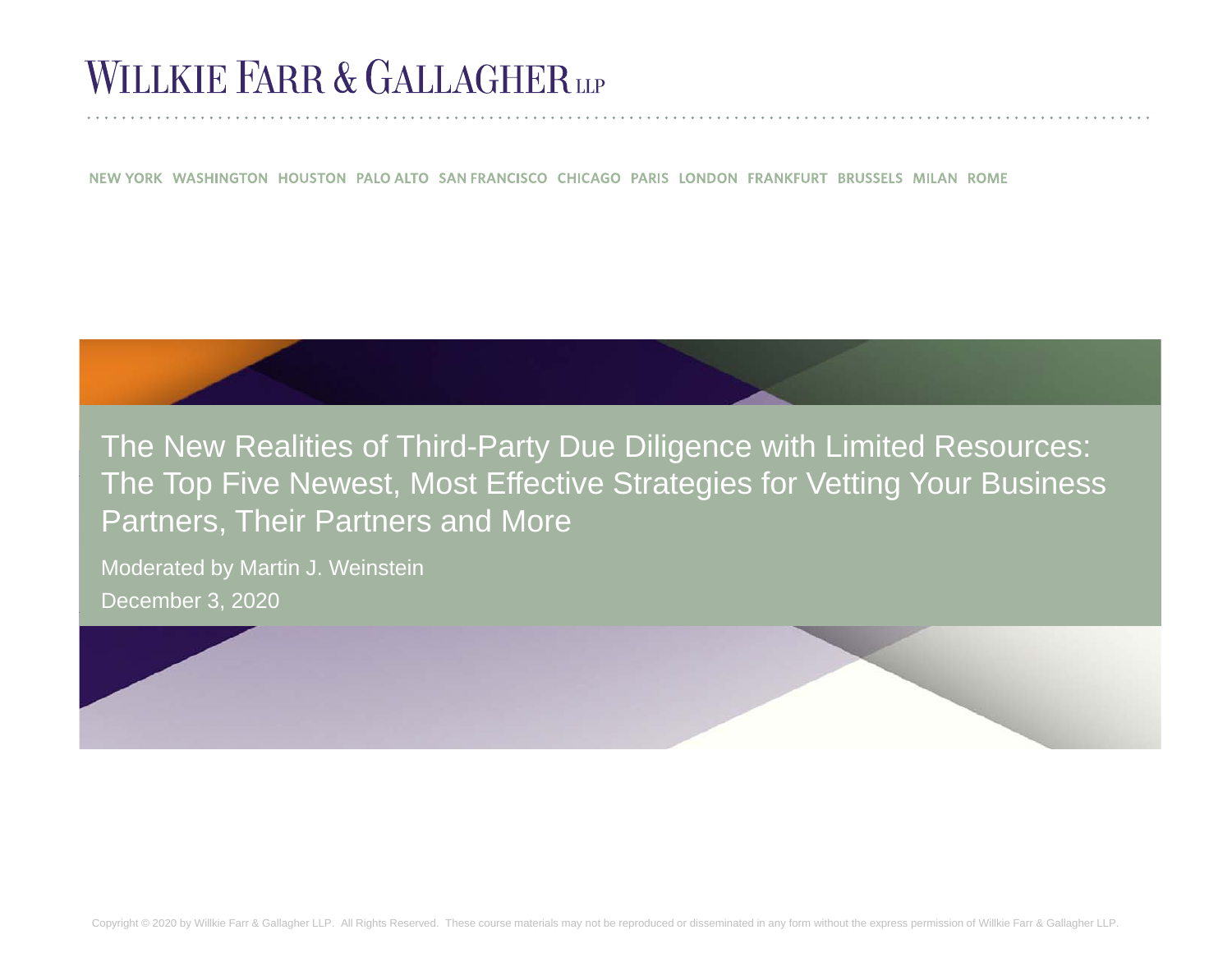# WILLKIE FARR & GALLAGHER LLP

NEW YORK WASHINGTON HOUSTON PALO ALTO SAN FRANCISCO CHICAGO PARIS LONDON FRANKFURT BRUSSELS MILAN ROME

## The New Realities of Third-Party Due Diligence with Limited Resources: The Top Five Newest, Most Effective Strategies for Vetting Your Business Partners, Their Partners and More

Moderated by Martin J. Weinstein

December 3, 2020

Copyright © 2020 by Willkie Farr & Gallagher LLP. All Rights Reserved. These course materials may not be reproduced or disseminated in any form without the express permission of Willkie Farr & Gallagher LLP.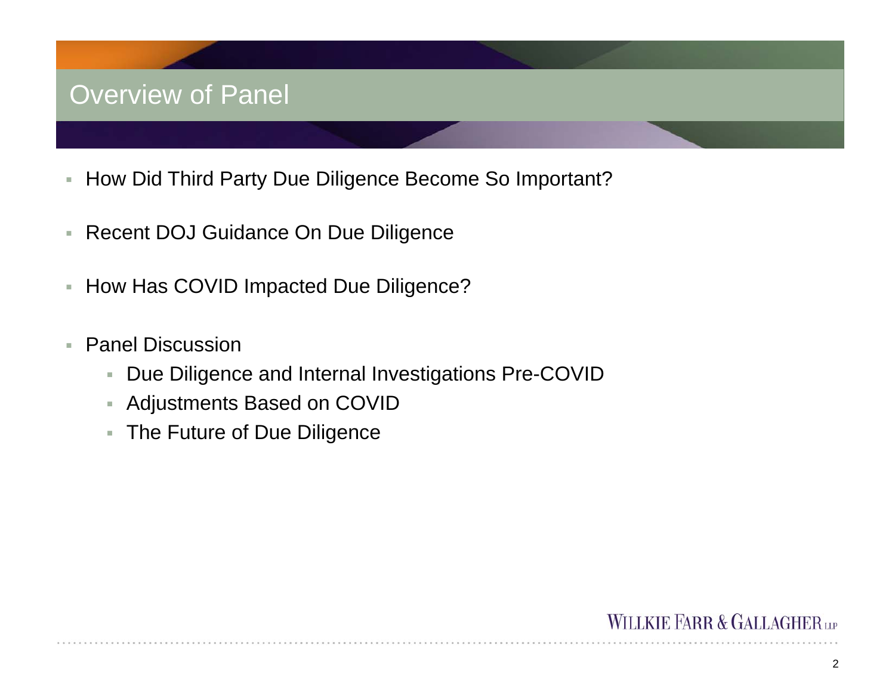# Overview of Panel

- How Did Third Party Due Diligence Become So Important?
- Recent DOJ Guidance On Due Diligence
- How Has COVID Impacted Due Diligence?
- Panel Discussion
  - Due Diligence and Internal Investigations Pre-COVID
  - Adjustments Based on COVID
  - The Future of Due Diligence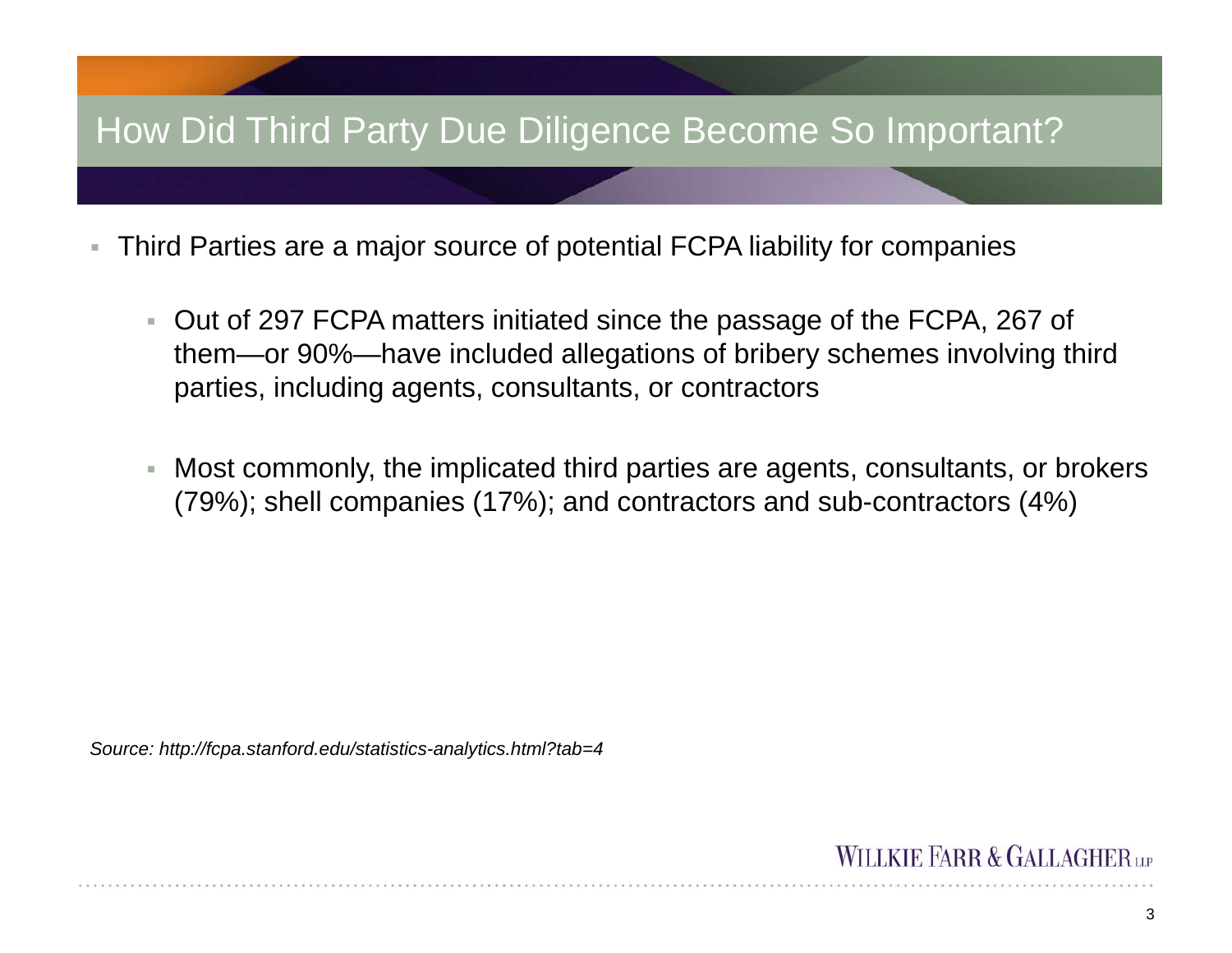# How Did Third Party Due Diligence Become So Important?

- Third Parties are a major source of potential FCPA liability for companies
  - Out of 297 FCPA matters initiated since the passage of the FCPA, 267 of them—or 90%—have included allegations of bribery schemes involving third parties, including agents, consultants, or contractors
  - Most commonly, the implicated third parties are agents, consultants, or brokers (79%); shell companies (17%); and contractors and sub-contractors (4%)

*Source: http://fcpa.stanford.edu/statistics-analytics.html?tab=4*

WILLKIE FARR & GALLAGHER LLP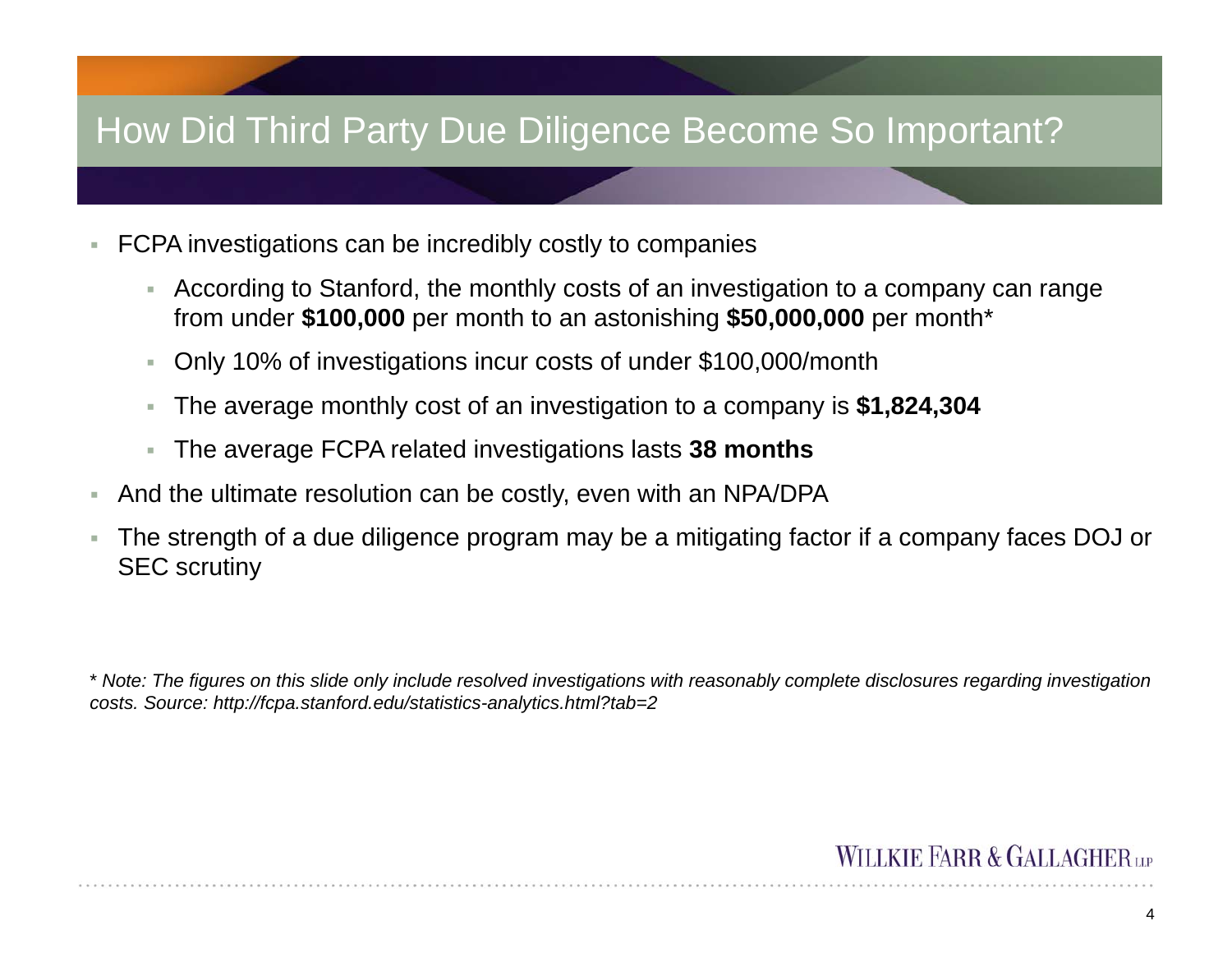# How Did Third Party Due Diligence Become So Important?

- FCPA investigations can be incredibly costly to companies
  - According to Stanford, the monthly costs of an investigation to a company can range from under **$100,000** per month to an astonishing **$50,000,000** per month*
  - Only 10% of investigations incur costs of under $100,000/month
  - The average monthly cost of an investigation to a company is **$1,824,304**
  - The average FCPA related investigations lasts **38 months**
- And the ultimate resolution can be costly, even with an NPA/DPA
- The strength of a due diligence program may be a mitigating factor if a company faces DOJ or SEC scrutiny

*\* Note: The figures on this slide only include resolved investigations with reasonably complete disclosures regarding investigation costs. Source: http://fcpa.stanford.edu/statistics-analytics.html?tab=2*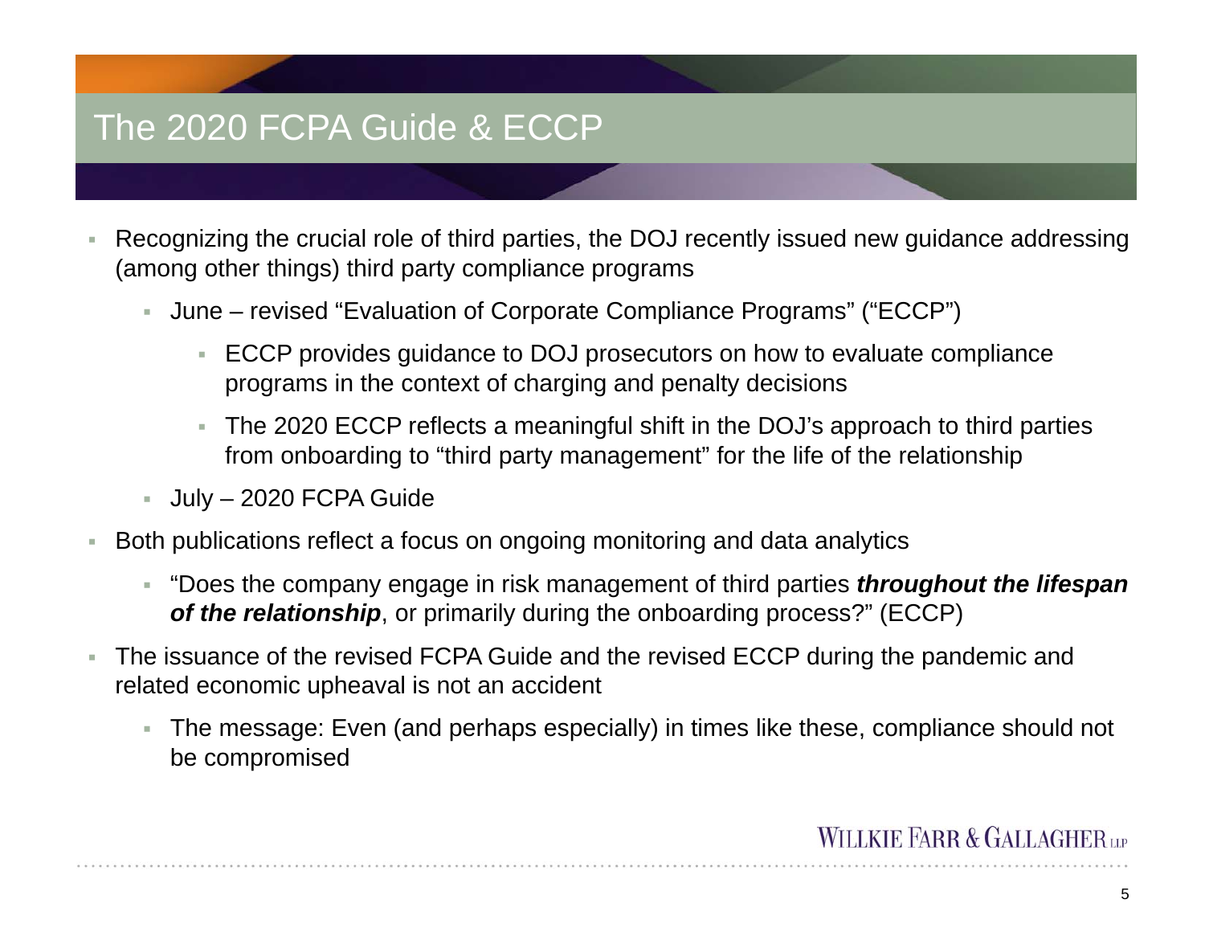# The 2020 FCPA Guide & ECCP

- Recognizing the crucial role of third parties, the DOJ recently issued new guidance addressing (among other things) third party compliance programs
  - June – revised “Evaluation of Corporate Compliance Programs” (“ECCP”)
    - ECCP provides guidance to DOJ prosecutors on how to evaluate compliance programs in the context of charging and penalty decisions
    - The 2020 ECCP reflects a meaningful shift in the DOJ’s approach to third parties from onboarding to “third party management” for the life of the relationship
  - July – 2020 FCPA Guide
- Both publications reflect a focus on ongoing monitoring and data analytics
  - “Does the company engage in risk management of third parties ***throughout the lifespan of the relationship***, or primarily during the onboarding process?” (ECCP)
- The issuance of the revised FCPA Guide and the revised ECCP during the pandemic and related economic upheaval is not an accident
  - The message: Even (and perhaps especially) in times like these, compliance should not be compromised

WILLKIE FARR & GALLAGHER LLP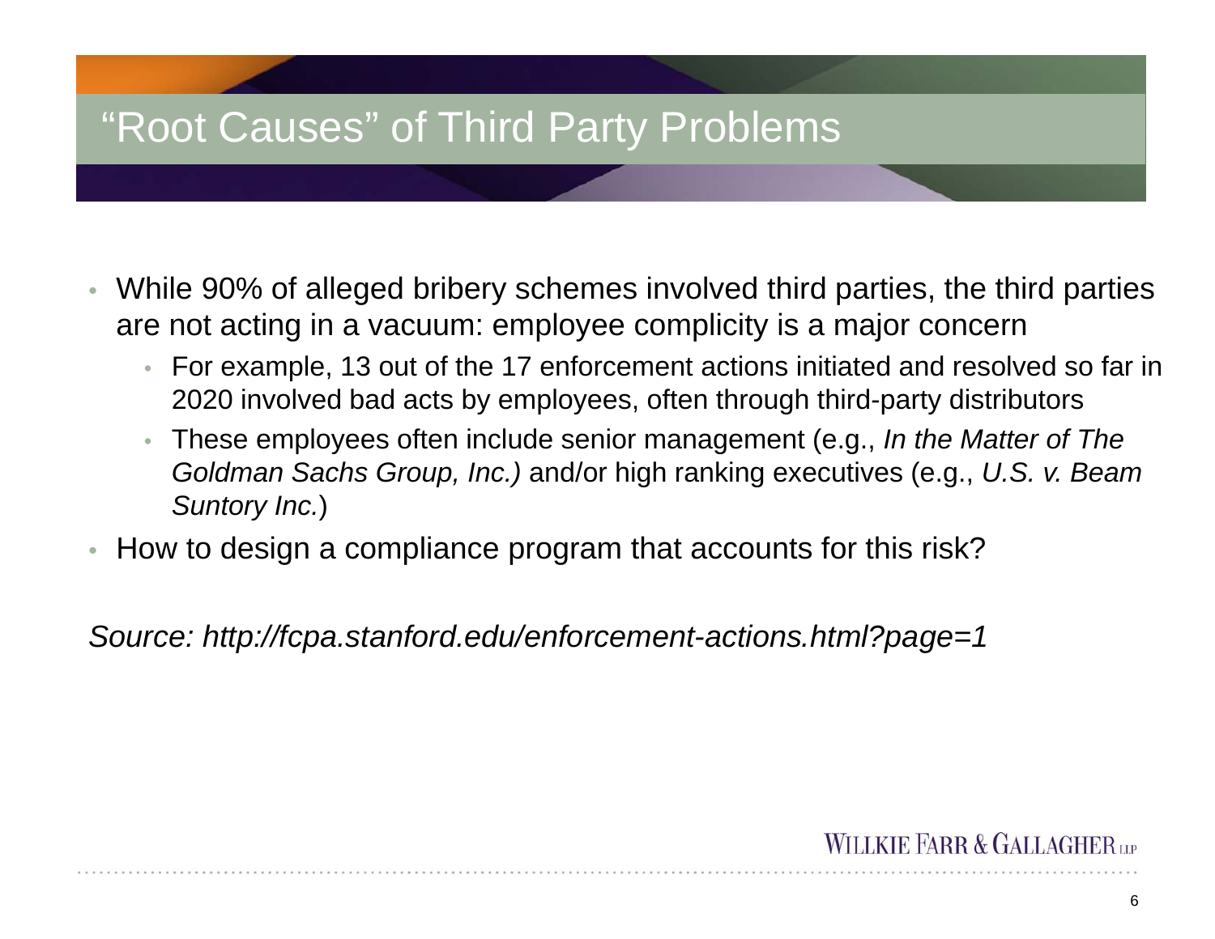# "Root Causes" of Third Party Problems

- While 90% of alleged bribery schemes involved third parties, the third parties are not acting in a vacuum: employee complicity is a major concern
  - For example, 13 out of the 17 enforcement actions initiated and resolved so far in 2020 involved bad acts by employees, often through third-party distributors
  - These employees often include senior management (e.g., *In the Matter of The Goldman Sachs Group, Inc.)* and/or high ranking executives (e.g., *U.S. v. Beam Suntory Inc.*)
- How to design a compliance program that accounts for this risk?

*Source: http://fcpa.stanford.edu/enforcement-actions.html?page=1*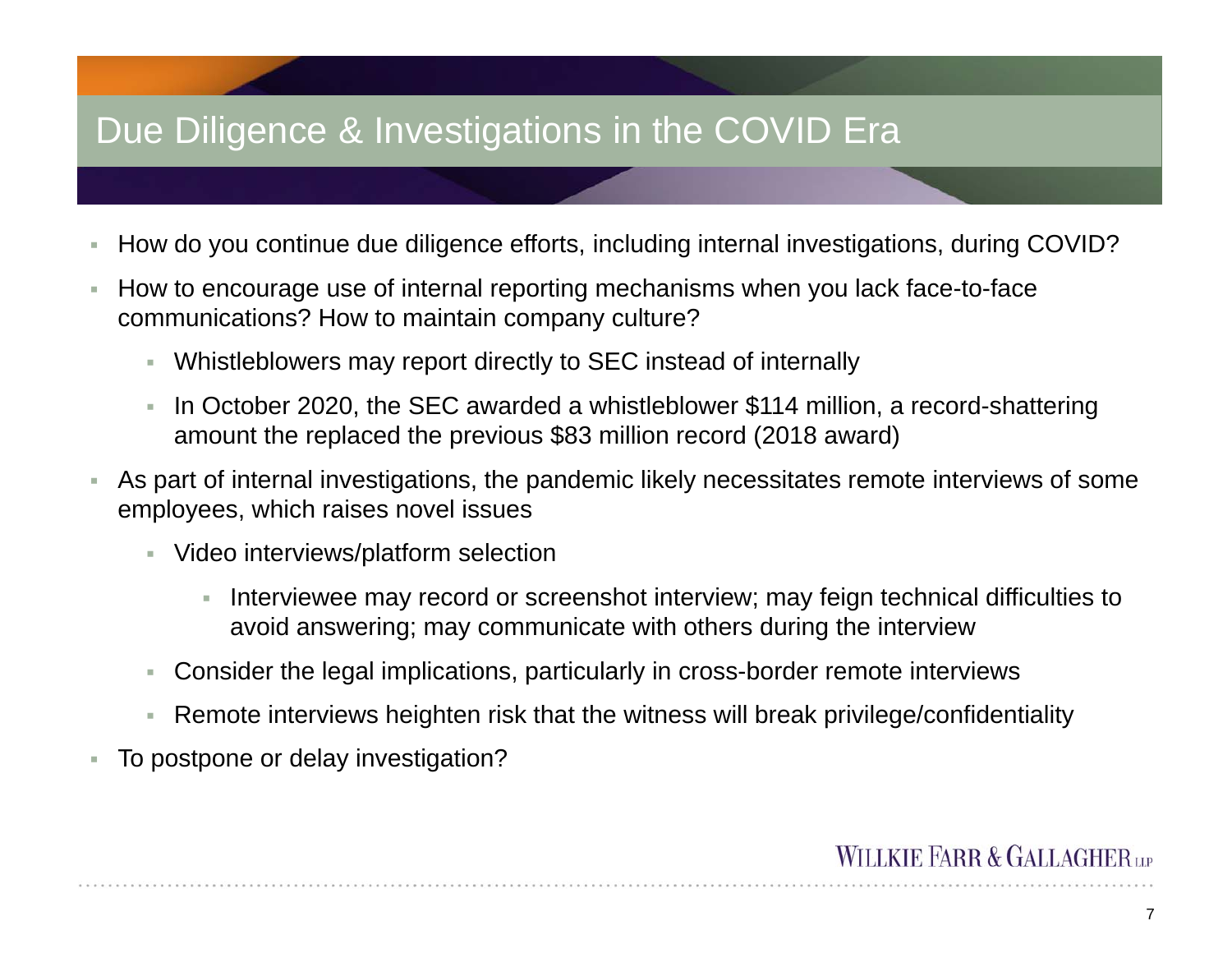# Due Diligence & Investigations in the COVID Era

- How do you continue due diligence efforts, including internal investigations, during COVID?
- How to encourage use of internal reporting mechanisms when you lack face-to-face communications? How to maintain company culture?
  - Whistleblowers may report directly to SEC instead of internally
  - In October 2020, the SEC awarded a whistleblower $114 million, a record-shattering amount the replaced the previous $83 million record (2018 award)
- As part of internal investigations, the pandemic likely necessitates remote interviews of some employees, which raises novel issues
  - Video interviews/platform selection
    - Interviewee may record or screenshot interview; may feign technical difficulties to avoid answering; may communicate with others during the interview
  - Consider the legal implications, particularly in cross-border remote interviews
  - Remote interviews heighten risk that the witness will break privilege/confidentiality
- To postpone or delay investigation?